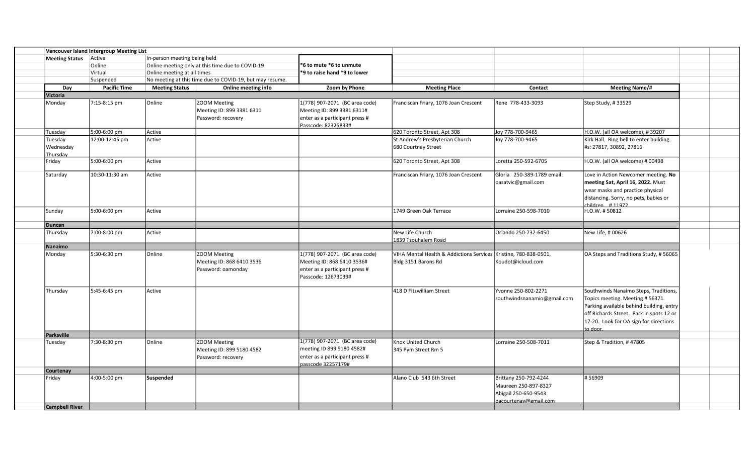## Vancouver Island Intergroup Meeting List

| Meeting Status | | |
|---|---|---|
| Active | In-person meeting being held | |
| Online | Online meeting only at this time due to COVID-19 | *6 to mute *6 to unmute |
| Virtual | Online meeting at all times | *9 to raise hand *9 to lower |
| Suspended | No meeting at this time due to COVID-19, but may resume. | |

| Day | Pacific Time | Meeting Status | Online meeting info | Zoom by Phone | Meeting Place | Contact | Meeting Name/# |
|---|---|---|---|---|---|---|---|
| **Victoria** | | | | | | | |
| Monday | 7:15-8:15 pm | Online | ZOOM Meeting<br>Meeting ID: 899 3381 6311<br>Password: recovery | 1(778) 907-2071 (BC area code)<br>Meeting ID: 899 3381 6311#<br>enter as a participant press #<br>Passcode: 82325833# | Franciscan Friary, 1076 Joan Crescent | Rene 778-433-3093 | Step Study, # 33529 |
| Tuesday | 5:00-6:00 pm | Active | | | 620 Toronto Street, Apt 308 | Joy 778-700-9465 | H.O.W. (all OA welcome), # 39207 |
| Tuesday<br>Wednesday<br>Thursday | 12:00-12:45 pm | Active | | | St Andrew's Presbyterian Church<br>680 Courtney Street | Joy 778-700-9465 | Kirk Hall. Ring bell to enter building.<br>#s: 27817, 30892, 27816 |
| Friday | 5:00-6:00 pm | Active | | | 620 Toronto Street, Apt 308 | Loretta 250-592-6705 | H.O.W. (all OA welcome) # 00498 |
| Saturday | 10:30-11:30 am | Active | | | Franciscan Friary, 1076 Joan Crescent | Gloria 250-389-1789 email:<br>oasatvic@gmail.com | Love in Action Newcomer meeting. **No meeting Sat, April 16, 2022.** Must wear masks and practice physical distancing. Sorry, no pets, babies or children. # 11972 |
| Sunday | 5:00-6:00 pm | Active | | | 1749 Green Oak Terrace | Lorraine 250-598-7010 | H.O.W. # 50812 |
| **Duncan** | | | | | | | |
| Thursday | 7:00-8:00 pm | Active | | | New Life Church<br>1839 Tzouhalem Road | Orlando 250-732-6450 | New Life, # 00626 |
| **Nanaimo** | | | | | | | |
| Monday | 5:30-6:30 pm | Online | ZOOM Meeting<br>Meeting ID: 868 6410 3536<br>Password: oamonday | 1(778) 907-2071 (BC area code)<br>Meeting ID: 868 6410 3536#<br>enter as a participant press #<br>Passcode: 12673039# | VIHA Mental Health & Addictions Services<br>Bldg 3151 Barons Rd | Kristine, 780-838-0501,<br>Koudot@icloud.com | OA Steps and Traditions Study, # 56065 |
| Thursday | 5:45-6:45 pm | Active | | | 418 D Fitzwilliam Street | Yvonne 250-802-2271<br>southwindsnanamio@gmail.com | Southwinds Nanaimo Steps, Traditions, Topics meeting. Meeting # 56371. Parking available behind building, entry off Richards Street. Park in spots 12 or 17-20. Look for OA sign for directions to door. |
| **Parksville** | | | | | | | |
| Tuesday | 7:30-8:30 pm | Online | ZOOM Meeting<br>Meeting ID: 899 5180 4582<br>Password: recovery | 1(778) 907-2071 (BC area code)<br>meeting ID 899 5180 4582#<br>enter as a participant press #<br>passcode 32257179# | Knox United Church<br>345 Pym Street Rm 5 | Lorraine 250-508-7011 | Step & Tradition, # 47805 |
| **Courtenay** | | | | | | | |
| Friday | 4:00-5:00 pm | **Suspended** | | | Alano Club 543 6th Street | Brittany 250-792-4244<br>Maureen 250-897-8327<br>Abigail 250-650-9543<br>oacourtenay@gmail.com | # 56909 |
| **Campbell River** | | | | | | | |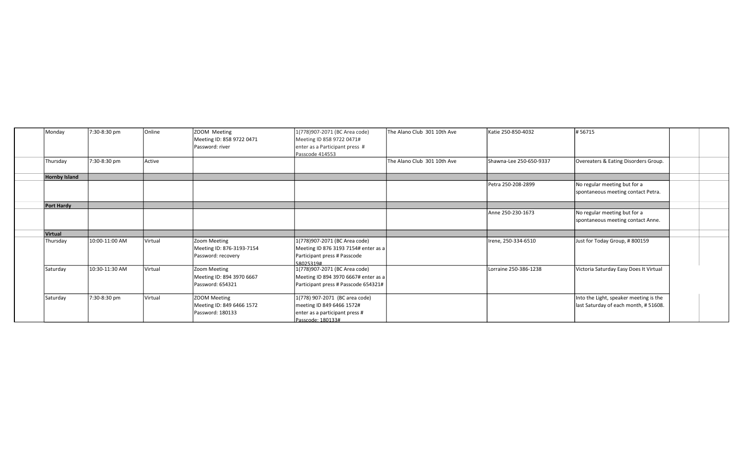| | | | | | | | | | |
|---|---|---|---|---|---|---|---|---|---|
| | Monday | 7:30-8:30 pm | Online | ZOOM Meeting<br>Meeting ID: 858 9722 0471<br>Password: river | 1(778)907-2071 (BC Area code)<br>Meeting ID 858 9722 0471#<br>enter as a Participant press #<br>Passcode 414553 | The Alano Club 301 10th Ave | Katie 250-850-4032 | # 56715 | |
| | Thursday | 7:30-8:30 pm | Active | | | The Alano Club 301 10th Ave | Shawna-Lee 250-650-9337 | Overeaters & Eating Disorders Group. | |
| | **Hornby Island** | | | | | | | | |
| | | | | | | | Petra 250-208-2899 | No regular meeting but for a spontaneous meeting contact Petra. | |
| | **Port Hardy** | | | | | | | | |
| | | | | | | | Anne 250-230-1673 | No regular meeting but for a spontaneous meeting contact Anne. | |
| | **Virtual** | | | | | | | | |
| | Thursday | 10:00-11:00 AM | Virtual | Zoom Meeting<br>Meeting ID: 876-3193-7154<br>Password: recovery | 1(778)907-2071 (BC Area code)<br>Meeting ID 876 3193 7154# enter as a Participant press # Passcode 58025319# | | Irene, 250-334-6510 | Just for Today Group, # 800159 | |
| | Saturday | 10:30-11:30 AM | Virtual | Zoom Meeting<br>Meeting ID: 894 3970 6667<br>Password: 654321 | 1(778)907-2071 (BC Area code)<br>Meeting ID 894 3970 6667# enter as a Participant press # Passcode 654321# | | Lorraine 250-386-1238 | Victoria Saturday Easy Does It Virtual | |
| | Saturday | 7:30-8:30 pm | Virtual | ZOOM Meeting<br>Meeting ID: 849 6466 1572<br>Password: 180133 | 1(778) 907-2071 (BC area code)<br>meeting ID 849 6466 1572#<br>enter as a participant press #<br>Passcode: 180133# | | | Into the Light, speaker meeting is the last Saturday of each month, # 51608. | |